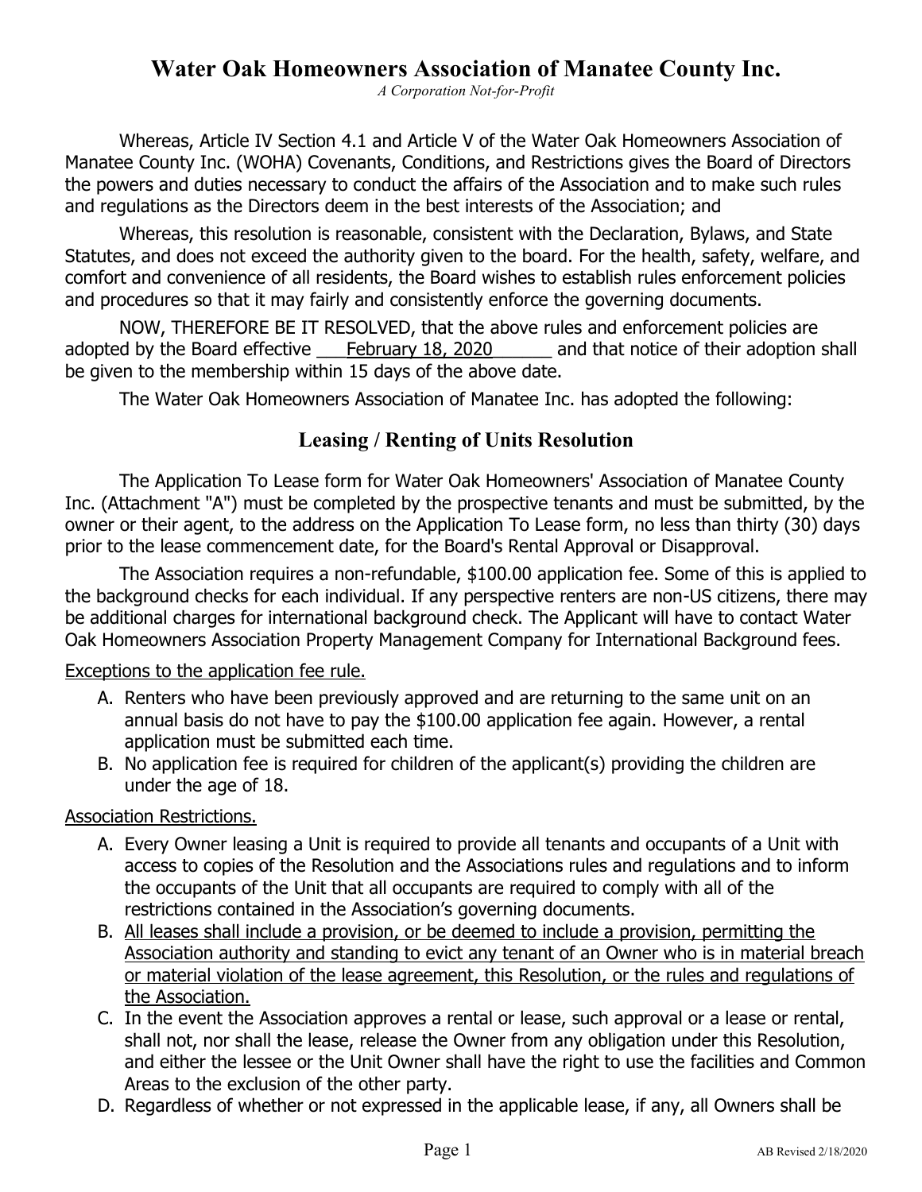# Water Oak Homeowners Association of Manatee County Inc.

*A Corporation Not-for-Profit*

Whereas, Article IV Section 4.1 and Article V of the Water Oak Homeowners Association of Manatee County Inc. (WOHA) Covenants, Conditions, and Restrictions gives the Board of Directors the powers and duties necessary to conduct the affairs of the Association and to make such rules and regulations as the Directors deem in the best interests of the Association; and

Whereas, this resolution is reasonable, consistent with the Declaration, Bylaws, and State Statutes, and does not exceed the authority given to the board. For the health, safety, welfare, and comfort and convenience of all residents, the Board wishes to establish rules enforcement policies and procedures so that it may fairly and consistently enforce the governing documents.

NOW, THEREFORE BE IT RESOLVED, that the above rules and enforcement policies are adopted by the Board effective ___February 18, 2020______ and that notice of their adoption shall be given to the membership within 15 days of the above date.

The Water Oak Homeowners Association of Manatee Inc. has adopted the following:

## Leasing / Renting of Units Resolution

The Application To Lease form for Water Oak Homeowners' Association of Manatee County Inc. (Attachment "A") must be completed by the prospective tenants and must be submitted, by the owner or their agent, to the address on the Application To Lease form, no less than thirty (30) days prior to the lease commencement date, for the Board's Rental Approval or Disapproval.

The Association requires a non-refundable, $100.00 application fee. Some of this is applied to the background checks for each individual. If any perspective renters are non-US citizens, there may be additional charges for international background check. The Applicant will have to contact Water Oak Homeowners Association Property Management Company for International Background fees.

<u>Exceptions to the application fee rule.</u>

A. Renters who have been previously approved and are returning to the same unit on an annual basis do not have to pay the $100.00 application fee again. However, a rental application must be submitted each time.
B. No application fee is required for children of the applicant(s) providing the children are under the age of 18.

<u>Association Restrictions.</u>

A. Every Owner leasing a Unit is required to provide all tenants and occupants of a Unit with access to copies of the Resolution and the Associations rules and regulations and to inform the occupants of the Unit that all occupants are required to comply with all of the restrictions contained in the Association's governing documents.
B. <u>All leases shall include a provision, or be deemed to include a provision, permitting the Association authority and standing to evict any tenant of an Owner who is in material breach or material violation of the lease agreement, this Resolution, or the rules and regulations of the Association.</u>
C. In the event the Association approves a rental or lease, such approval or a lease or rental, shall not, nor shall the lease, release the Owner from any obligation under this Resolution, and either the lessee or the Unit Owner shall have the right to use the facilities and Common Areas to the exclusion of the other party.
D. Regardless of whether or not expressed in the applicable lease, if any, all Owners shall be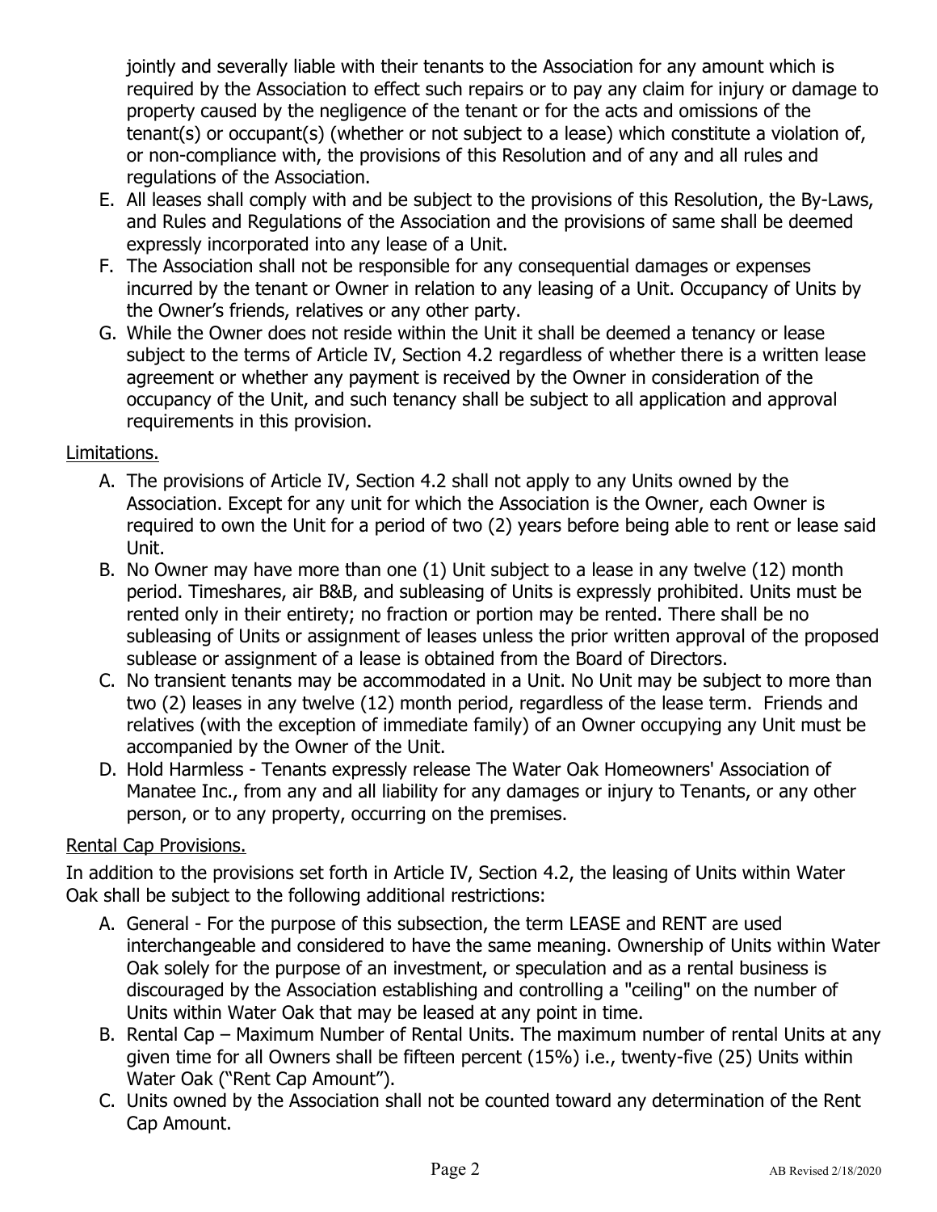jointly and severally liable with their tenants to the Association for any amount which is required by the Association to effect such repairs or to pay any claim for injury or damage to property caused by the negligence of the tenant or for the acts and omissions of the tenant(s) or occupant(s) (whether or not subject to a lease) which constitute a violation of, or non-compliance with, the provisions of this Resolution and of any and all rules and regulations of the Association.

E. All leases shall comply with and be subject to the provisions of this Resolution, the By-Laws, and Rules and Regulations of the Association and the provisions of same shall be deemed expressly incorporated into any lease of a Unit.
F. The Association shall not be responsible for any consequential damages or expenses incurred by the tenant or Owner in relation to any leasing of a Unit. Occupancy of Units by the Owner's friends, relatives or any other party.
G. While the Owner does not reside within the Unit it shall be deemed a tenancy or lease subject to the terms of Article IV, Section 4.2 regardless of whether there is a written lease agreement or whether any payment is received by the Owner in consideration of the occupancy of the Unit, and such tenancy shall be subject to all application and approval requirements in this provision.

<u>Limitations.</u>

A. The provisions of Article IV, Section 4.2 shall not apply to any Units owned by the Association. Except for any unit for which the Association is the Owner, each Owner is required to own the Unit for a period of two (2) years before being able to rent or lease said Unit.
B. No Owner may have more than one (1) Unit subject to a lease in any twelve (12) month period. Timeshares, air B&B, and subleasing of Units is expressly prohibited. Units must be rented only in their entirety; no fraction or portion may be rented. There shall be no subleasing of Units or assignment of leases unless the prior written approval of the proposed sublease or assignment of a lease is obtained from the Board of Directors.
C. No transient tenants may be accommodated in a Unit. No Unit may be subject to more than two (2) leases in any twelve (12) month period, regardless of the lease term. Friends and relatives (with the exception of immediate family) of an Owner occupying any Unit must be accompanied by the Owner of the Unit.
D. Hold Harmless - Tenants expressly release The Water Oak Homeowners' Association of Manatee Inc., from any and all liability for any damages or injury to Tenants, or any other person, or to any property, occurring on the premises.

<u>Rental Cap Provisions.</u>

In addition to the provisions set forth in Article IV, Section 4.2, the leasing of Units within Water Oak shall be subject to the following additional restrictions:

A. General - For the purpose of this subsection, the term LEASE and RENT are used interchangeable and considered to have the same meaning. Ownership of Units within Water Oak solely for the purpose of an investment, or speculation and as a rental business is discouraged by the Association establishing and controlling a "ceiling" on the number of Units within Water Oak that may be leased at any point in time.
B. Rental Cap – Maximum Number of Rental Units. The maximum number of rental Units at any given time for all Owners shall be fifteen percent (15%) i.e., twenty-five (25) Units within Water Oak ("Rent Cap Amount").
C. Units owned by the Association shall not be counted toward any determination of the Rent Cap Amount.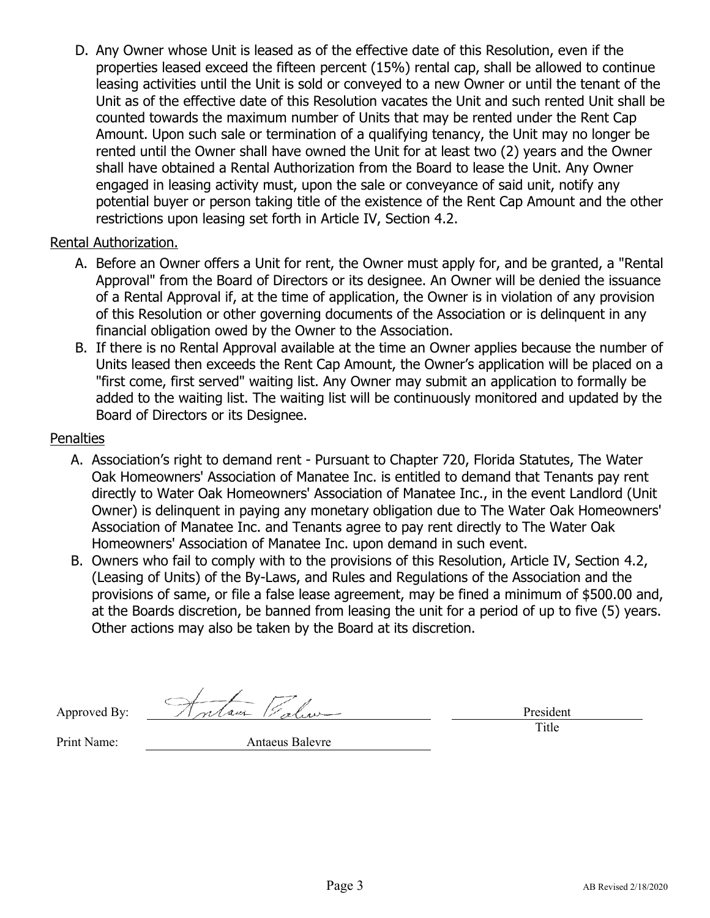D. Any Owner whose Unit is leased as of the effective date of this Resolution, even if the properties leased exceed the fifteen percent (15%) rental cap, shall be allowed to continue leasing activities until the Unit is sold or conveyed to a new Owner or until the tenant of the Unit as of the effective date of this Resolution vacates the Unit and such rented Unit shall be counted towards the maximum number of Units that may be rented under the Rent Cap Amount. Upon such sale or termination of a qualifying tenancy, the Unit may no longer be rented until the Owner shall have owned the Unit for at least two (2) years and the Owner shall have obtained a Rental Authorization from the Board to lease the Unit. Any Owner engaged in leasing activity must, upon the sale or conveyance of said unit, notify any potential buyer or person taking title of the existence of the Rent Cap Amount and the other restrictions upon leasing set forth in Article IV, Section 4.2.

Rental Authorization.

A. Before an Owner offers a Unit for rent, the Owner must apply for, and be granted, a "Rental Approval" from the Board of Directors or its designee. An Owner will be denied the issuance of a Rental Approval if, at the time of application, the Owner is in violation of any provision of this Resolution or other governing documents of the Association or is delinquent in any financial obligation owed by the Owner to the Association.

B. If there is no Rental Approval available at the time an Owner applies because the number of Units leased then exceeds the Rent Cap Amount, the Owner's application will be placed on a "first come, first served" waiting list. Any Owner may submit an application to formally be added to the waiting list. The waiting list will be continuously monitored and updated by the Board of Directors or its Designee.

Penalties

A. Association's right to demand rent - Pursuant to Chapter 720, Florida Statutes, The Water Oak Homeowners' Association of Manatee Inc. is entitled to demand that Tenants pay rent directly to Water Oak Homeowners' Association of Manatee Inc., in the event Landlord (Unit Owner) is delinquent in paying any monetary obligation due to The Water Oak Homeowners' Association of Manatee Inc. and Tenants agree to pay rent directly to The Water Oak Homeowners' Association of Manatee Inc. upon demand in such event.

B. Owners who fail to comply with to the provisions of this Resolution, Article IV, Section 4.2, (Leasing of Units) of the By-Laws, and Rules and Regulations of the Association and the provisions of same, or file a false lease agreement, may be fined a minimum of $500.00 and, at the Boards discretion, be banned from leasing the unit for a period of up to five (5) years. Other actions may also be taken by the Board at its discretion.

Approved By: Antaeus Balevre (signature) — President

Title

Print Name: Antaeus Balevre

AB Revised 2/18/2020